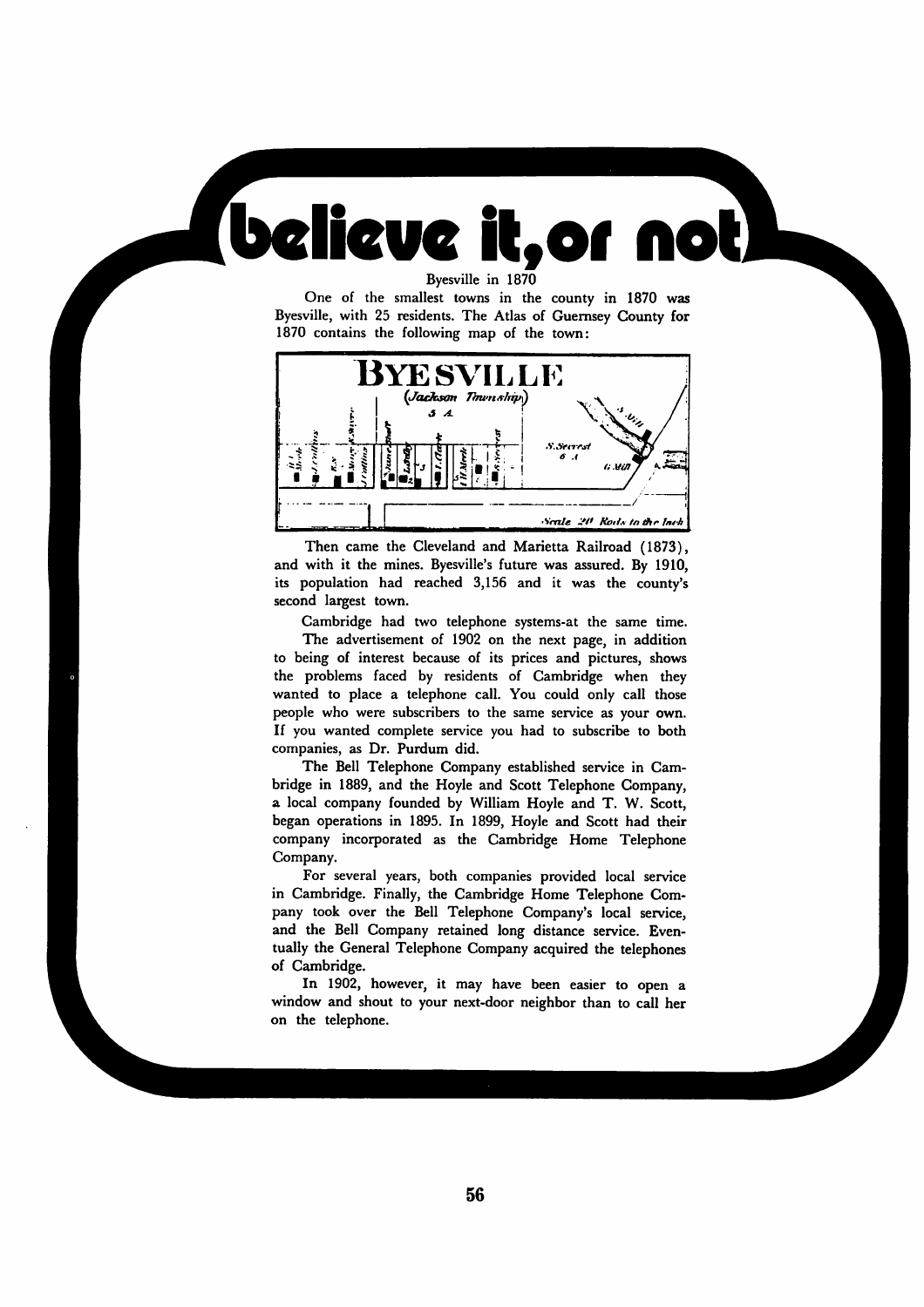# believe it, or not

## Byesville in 1870

One of the smallest towns in the county in 1870 was Byesville, with 25 residents. The Atlas of Guernsey County for 1870 contains the following map of the town:

Then came the Cleveland and Marietta Railroad (1873), and with it the mines. Byesville's future was assured. By 1910, its population had reached 3,156 and it was the county's second largest town.

Cambridge had two telephone systems-at the same time.

The advertisement of 1902 on the next page, in addition to being of interest because of its prices and pictures, shows the problems faced by residents of Cambridge when they wanted to place a telephone call. You could only call those people who were subscribers to the same service as your own. If you wanted complete service you had to subscribe to both companies, as Dr. Purdum did.

The Bell Telephone Company established service in Cambridge in 1889, and the Hoyle and Scott Telephone Company, a local company founded by William Hoyle and T. W. Scott, began operations in 1895. In 1899, Hoyle and Scott had their company incorporated as the Cambridge Home Telephone Company.

For several years, both companies provided local service in Cambridge. Finally, the Cambridge Home Telephone Company took over the Bell Telephone Company's local service, and the Bell Company retained long distance service. Eventually the General Telephone Company acquired the telephones of Cambridge.

In 1902, however, it may have been easier to open a window and shout to your next-door neighbor than to call her on the telephone.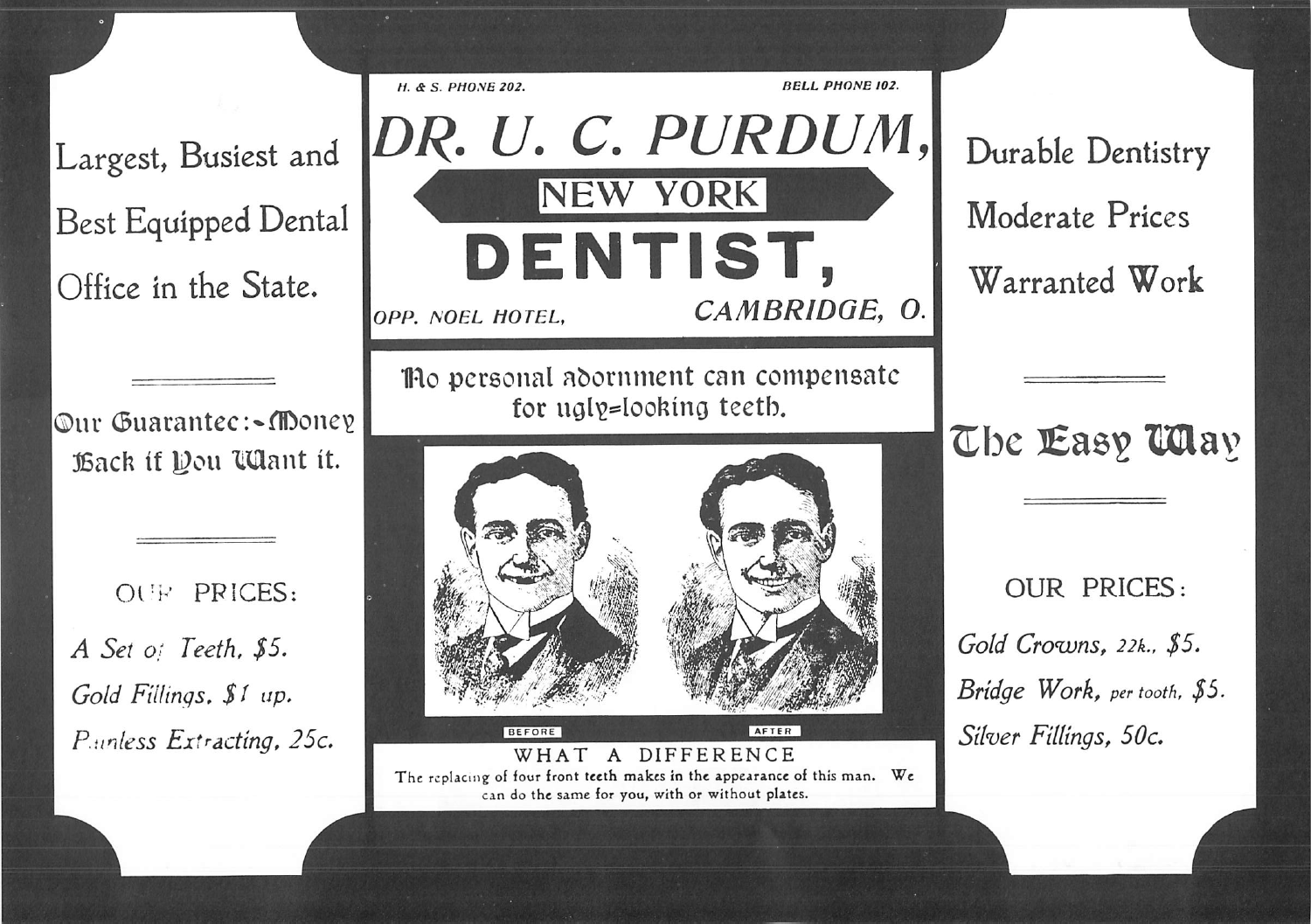Largest, Busiest and Best Equipped Dental Office in the State.

Our Guarantee:—Money Back if You Want it.

OUR PRICES:

*A Set of Teeth, $5.*

*Gold Fillings, $1 up.*

*Painless Extracting, 25c.*

H. & S. PHONE 202. BELL PHONE 102.

# DR. U. C. PURDUM,

## NEW YORK

# DENTIST,

OPP. NOEL HOTEL, CAMBRIDGE, O.

No personal adornment can compensate for ugly-looking teeth.

BEFORE AFTER

WHAT A DIFFERENCE

The replacing of four front teeth makes in the appearance of this man. We can do the same for you, with or without plates.

Durable Dentistry

Moderate Prices

Warranted Work

The Easy Way

OUR PRICES:

*Gold Crowns, 22k., $5.*

*Bridge Work, per tooth, $5.*

*Silver Fillings, 50c.*